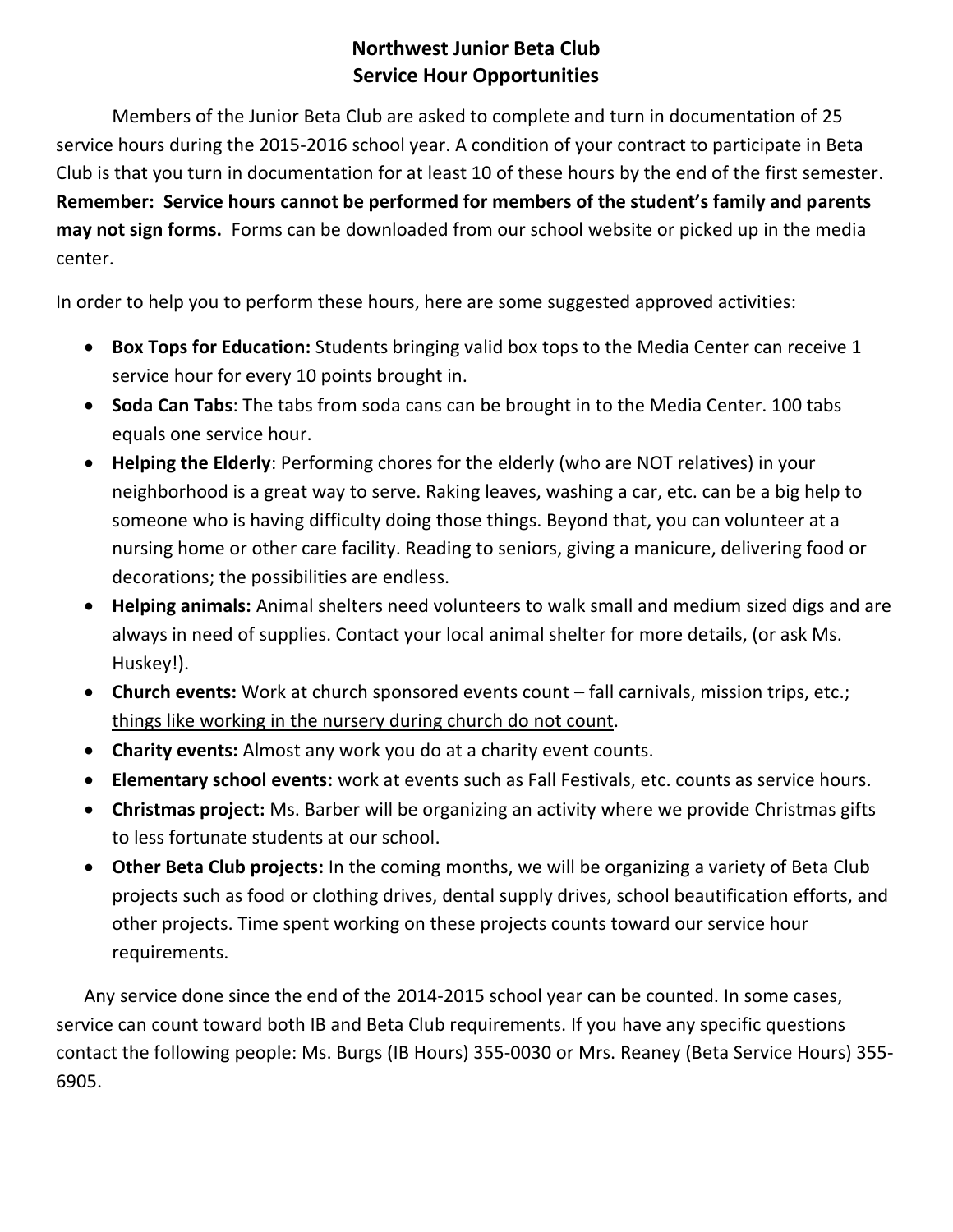# Northwest Junior Beta Club
## Service Hour Opportunities

Members of the Junior Beta Club are asked to complete and turn in documentation of 25 service hours during the 2015-2016 school year. A condition of your contract to participate in Beta Club is that you turn in documentation for at least 10 of these hours by the end of the first semester. **Remember: Service hours cannot be performed for members of the student's family and parents may not sign forms.** Forms can be downloaded from our school website or picked up in the media center.

In order to help you to perform these hours, here are some suggested approved activities:

- **Box Tops for Education:** Students bringing valid box tops to the Media Center can receive 1 service hour for every 10 points brought in.
- **Soda Can Tabs**: The tabs from soda cans can be brought in to the Media Center. 100 tabs equals one service hour.
- **Helping the Elderly**: Performing chores for the elderly (who are NOT relatives) in your neighborhood is a great way to serve. Raking leaves, washing a car, etc. can be a big help to someone who is having difficulty doing those things. Beyond that, you can volunteer at a nursing home or other care facility. Reading to seniors, giving a manicure, delivering food or decorations; the possibilities are endless.
- **Helping animals:** Animal shelters need volunteers to walk small and medium sized digs and are always in need of supplies. Contact your local animal shelter for more details, (or ask Ms. Huskey!).
- **Church events:** Work at church sponsored events count – fall carnivals, mission trips, etc.; <u>things like working in the nursery during church do not count</u>.
- **Charity events:** Almost any work you do at a charity event counts.
- **Elementary school events:** work at events such as Fall Festivals, etc. counts as service hours.
- **Christmas project:** Ms. Barber will be organizing an activity where we provide Christmas gifts to less fortunate students at our school.
- **Other Beta Club projects:** In the coming months, we will be organizing a variety of Beta Club projects such as food or clothing drives, dental supply drives, school beautification efforts, and other projects. Time spent working on these projects counts toward our service hour requirements.

Any service done since the end of the 2014-2015 school year can be counted. In some cases, service can count toward both IB and Beta Club requirements. If you have any specific questions contact the following people: Ms. Burgs (IB Hours) 355-0030 or Mrs. Reaney (Beta Service Hours) 355-6905.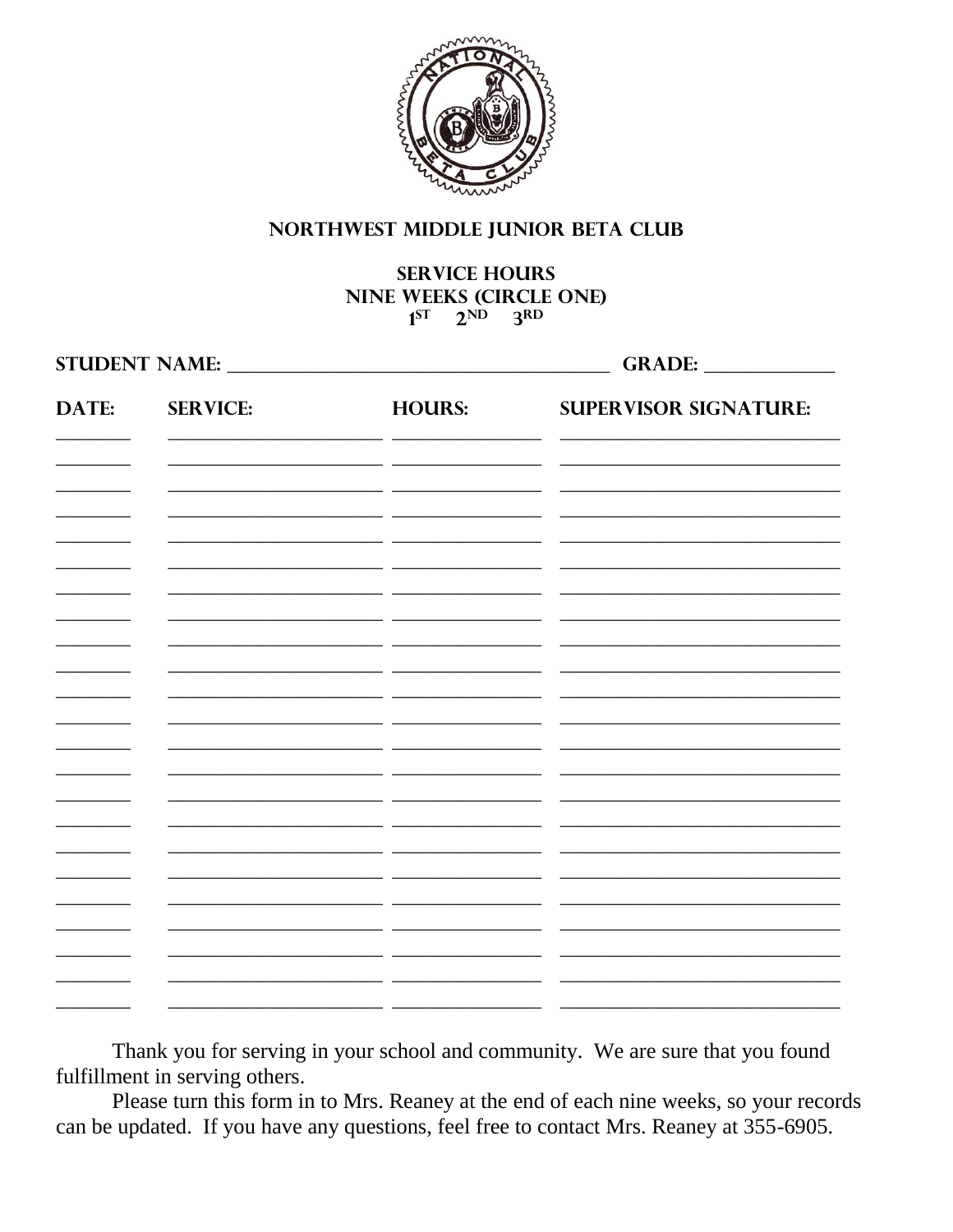# NORTHWEST MIDDLE JUNIOR BETA CLUB

## SERVICE HOURS
## NINE WEEKS (CIRCLE ONE)
## 1ST 2ND 3RD

STUDENT NAME: ______________________________ GRADE: ____________

| DATE: | SERVICE: | HOURS: | SUPERVISOR SIGNATURE: |
|---|---|---|---|
| | | | |
| | | | |
| | | | |
| | | | |
| | | | |
| | | | |
| | | | |
| | | | |
| | | | |
| | | | |
| | | | |
| | | | |
| | | | |
| | | | |
| | | | |
| | | | |
| | | | |
| | | | |
| | | | |
| | | | |
| | | | |
| | | | |
| | | | |

Thank you for serving in your school and community. We are sure that you found fulfillment in serving others.

Please turn this form in to Mrs. Reaney at the end of each nine weeks, so your records can be updated. If you have any questions, feel free to contact Mrs. Reaney at 355-6905.